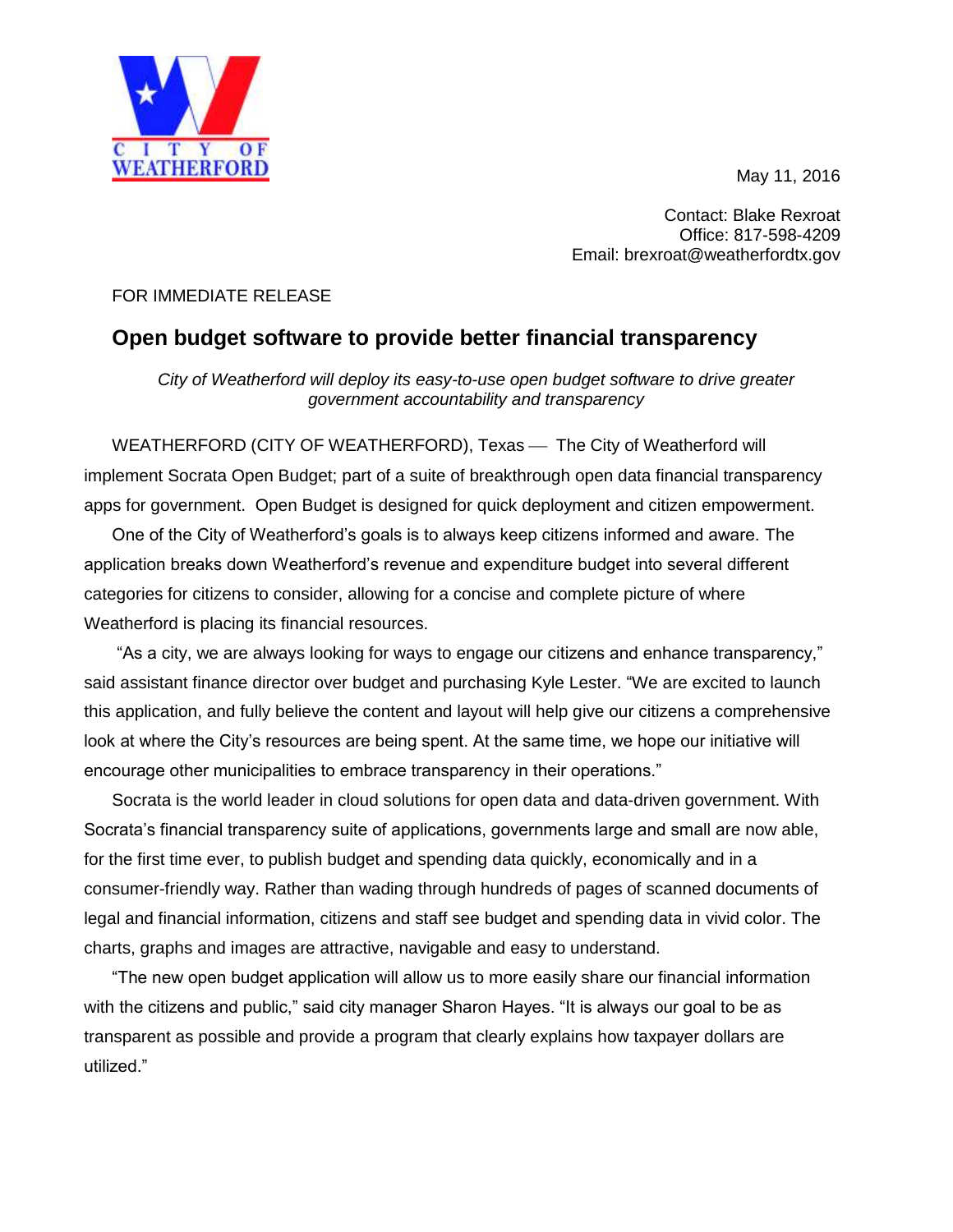CITY OF WEATHERFORD

May 11, 2016

Contact: Blake Rexroat
Office: 817-598-4209
Email: brexroat@weatherfordtx.gov

FOR IMMEDIATE RELEASE

# Open budget software to provide better financial transparency

*City of Weatherford will deploy its easy-to-use open budget software to drive greater government accountability and transparency*

WEATHERFORD (CITY OF WEATHERFORD), Texas — The City of Weatherford will implement Socrata Open Budget; part of a suite of breakthrough open data financial transparency apps for government. Open Budget is designed for quick deployment and citizen empowerment.

One of the City of Weatherford's goals is to always keep citizens informed and aware. The application breaks down Weatherford's revenue and expenditure budget into several different categories for citizens to consider, allowing for a concise and complete picture of where Weatherford is placing its financial resources.

"As a city, we are always looking for ways to engage our citizens and enhance transparency," said assistant finance director over budget and purchasing Kyle Lester. "We are excited to launch this application, and fully believe the content and layout will help give our citizens a comprehensive look at where the City's resources are being spent. At the same time, we hope our initiative will encourage other municipalities to embrace transparency in their operations."

Socrata is the world leader in cloud solutions for open data and data-driven government. With Socrata's financial transparency suite of applications, governments large and small are now able, for the first time ever, to publish budget and spending data quickly, economically and in a consumer-friendly way. Rather than wading through hundreds of pages of scanned documents of legal and financial information, citizens and staff see budget and spending data in vivid color. The charts, graphs and images are attractive, navigable and easy to understand.

"The new open budget application will allow us to more easily share our financial information with the citizens and public," said city manager Sharon Hayes. "It is always our goal to be as transparent as possible and provide a program that clearly explains how taxpayer dollars are utilized."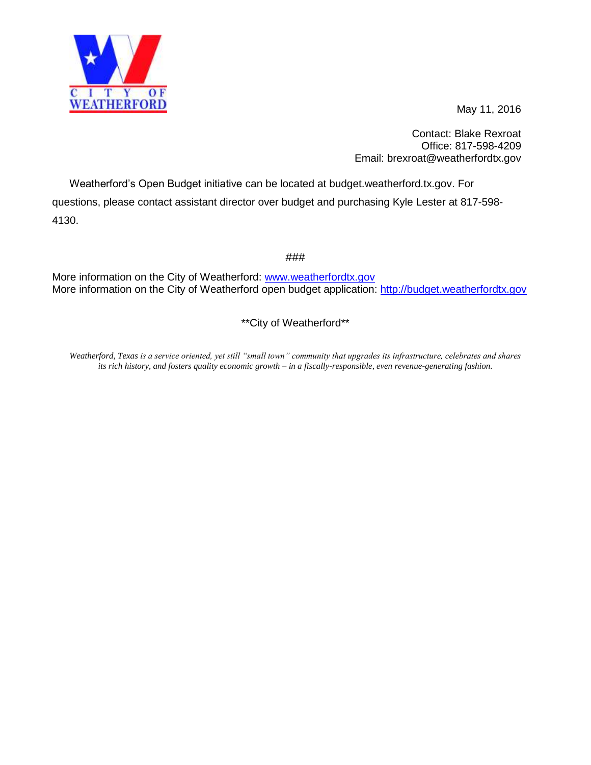CITY OF WEATHERFORD

May 11, 2016

Contact: Blake Rexroat
Office: 817-598-4209
Email: brexroat@weatherfordtx.gov

Weatherford's Open Budget initiative can be located at budget.weatherford.tx.gov. For questions, please contact assistant director over budget and purchasing Kyle Lester at 817-598-4130.

###

More information on the City of Weatherford: www.weatherfordtx.gov
More information on the City of Weatherford open budget application: http://budget.weatherfordtx.gov

**City of Weatherford**

*Weatherford, Texas is a service oriented, yet still "small town" community that upgrades its infrastructure, celebrates and shares its rich history, and fosters quality economic growth – in a fiscally-responsible, even revenue-generating fashion.*